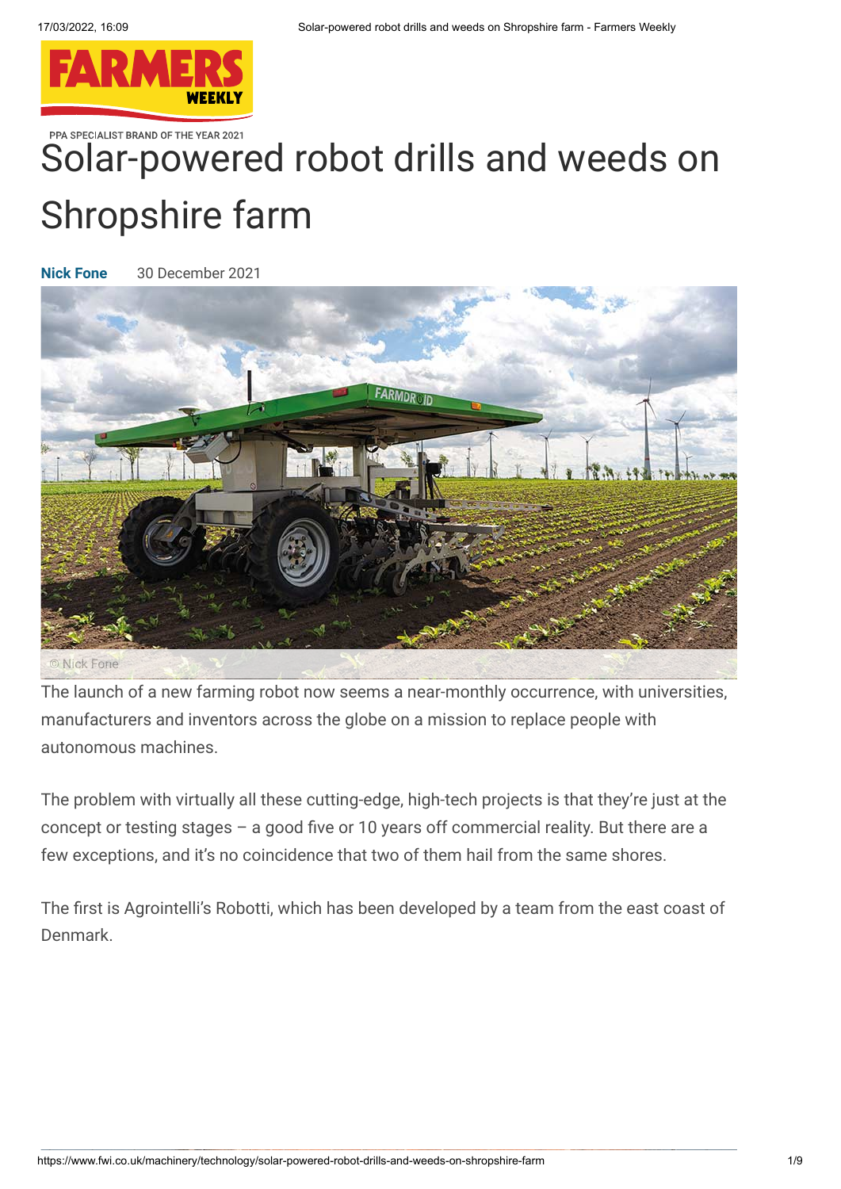PPA SPECIALIST BRAND OF THE YEAR 2021

# Solar-powered robot drills and weeds on Shropshire farm

**Nick Fone** 30 December 2021

© Nick Fone

The launch of a new farming robot now seems a near-monthly occurrence, with universities, manufacturers and inventors across the globe on a mission to replace people with autonomous machines.

The problem with virtually all these cutting-edge, high-tech projects is that they're just at the concept or testing stages – a good five or 10 years off commercial reality. But there are a few exceptions, and it's no coincidence that two of them hail from the same shores.

The first is Agrointelli's Robotti, which has been developed by a team from the east coast of Denmark.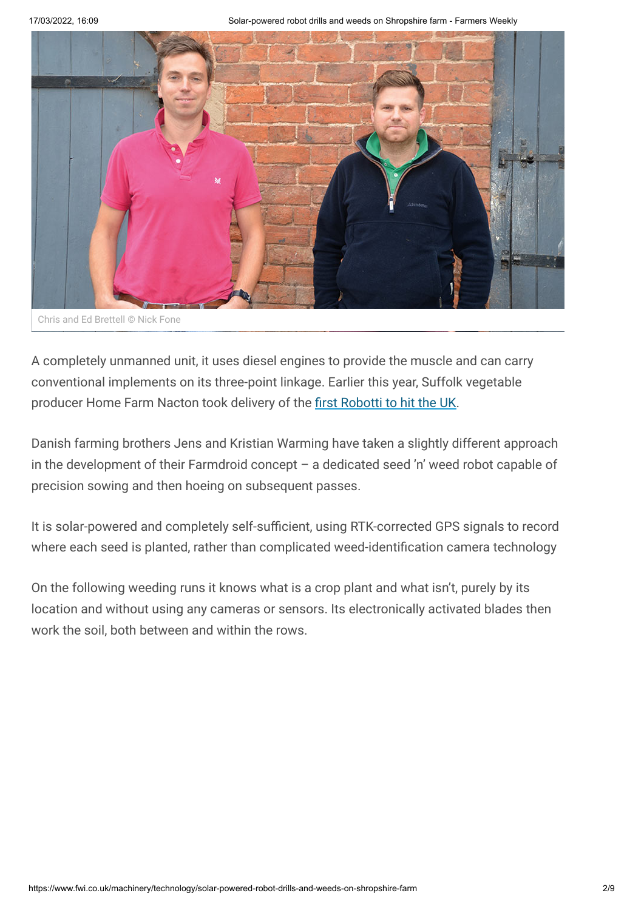Chris and Ed Brettell © Nick Fone

A completely unmanned unit, it uses diesel engines to provide the muscle and can carry conventional implements on its three-point linkage. Earlier this year, Suffolk vegetable producer Home Farm Nacton took delivery of the [first Robotti to hit the UK](https://www.fwi.co.uk).

Danish farming brothers Jens and Kristian Warming have taken a slightly different approach in the development of their Farmdroid concept – a dedicated seed 'n' weed robot capable of precision sowing and then hoeing on subsequent passes.

It is solar-powered and completely self-sufficient, using RTK-corrected GPS signals to record where each seed is planted, rather than complicated weed-identification camera technology

On the following weeding runs it knows what is a crop plant and what isn't, purely by its location and without using any cameras or sensors. Its electronically activated blades then work the soil, both between and within the rows.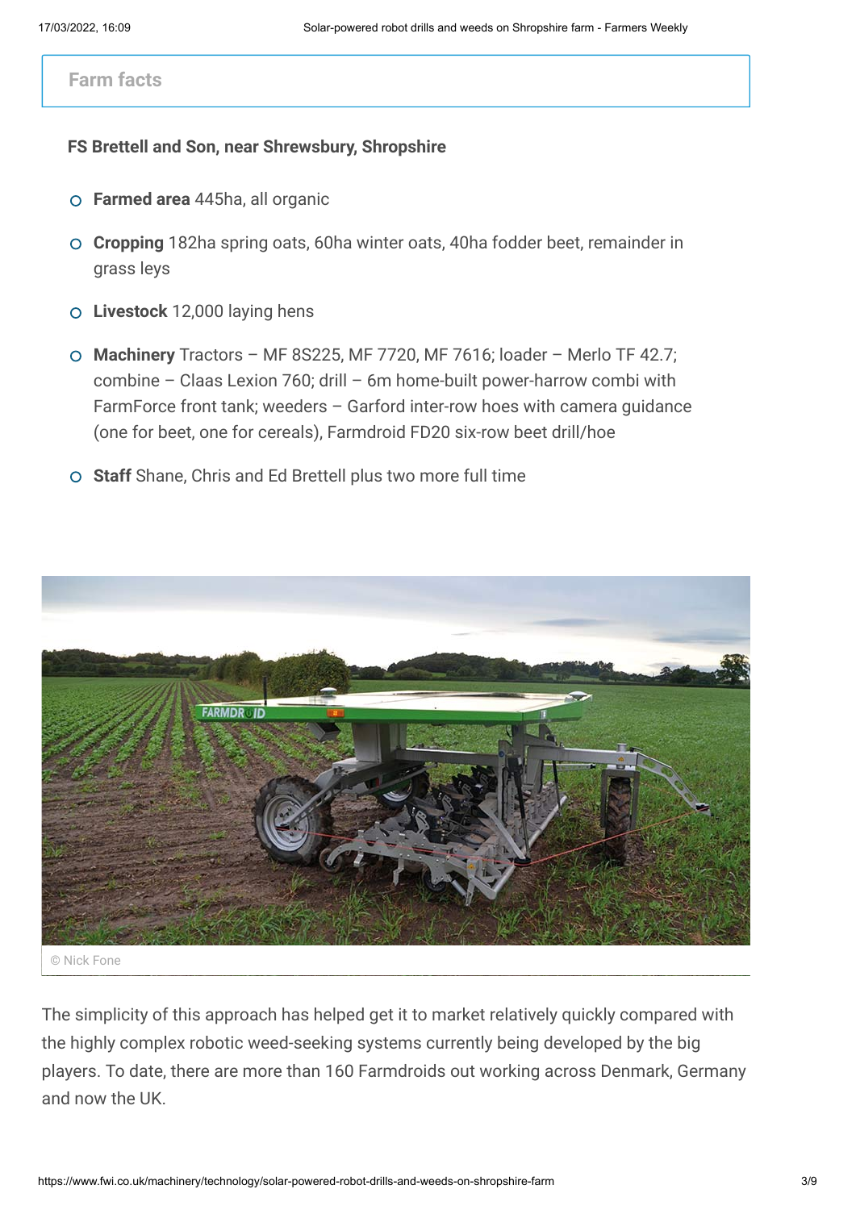## Farm facts

**FS Brettell and Son, near Shrewsbury, Shropshire**

- **Farmed area** 445ha, all organic
- **Cropping** 182ha spring oats, 60ha winter oats, 40ha fodder beet, remainder in grass leys
- **Livestock** 12,000 laying hens
- **Machinery** Tractors – MF 8S225, MF 7720, MF 7616; loader – Merlo TF 42.7; combine – Claas Lexion 760; drill – 6m home-built power-harrow combi with FarmForce front tank; weeders – Garford inter-row hoes with camera guidance (one for beet, one for cereals), Farmdroid FD20 six-row beet drill/hoe
- **Staff** Shane, Chris and Ed Brettell plus two more full time

© Nick Fone

The simplicity of this approach has helped get it to market relatively quickly compared with the highly complex robotic weed-seeking systems currently being developed by the big players. To date, there are more than 160 Farmdroids out working across Denmark, Germany and now the UK.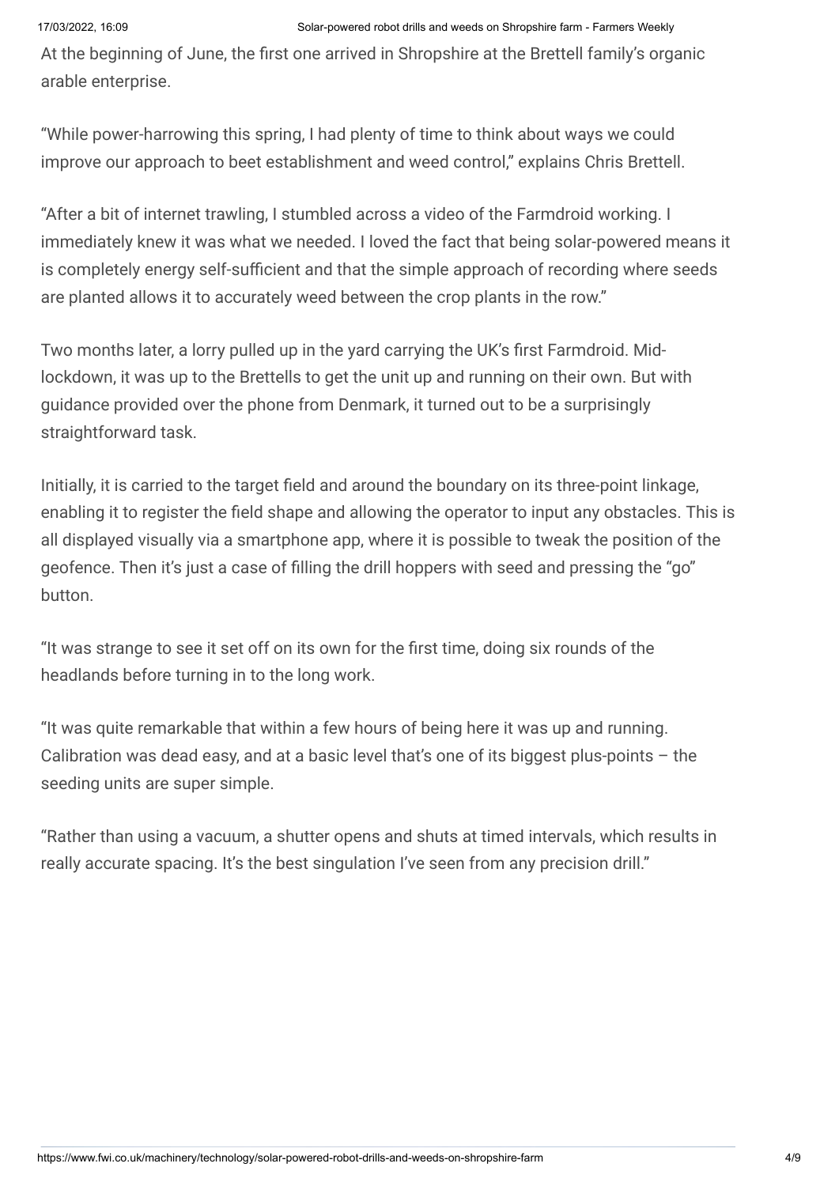At the beginning of June, the first one arrived in Shropshire at the Brettell family's organic arable enterprise.

"While power-harrowing this spring, I had plenty of time to think about ways we could improve our approach to beet establishment and weed control," explains Chris Brettell.

"After a bit of internet trawling, I stumbled across a video of the Farmdroid working. I immediately knew it was what we needed. I loved the fact that being solar-powered means it is completely energy self-sufficient and that the simple approach of recording where seeds are planted allows it to accurately weed between the crop plants in the row."

Two months later, a lorry pulled up in the yard carrying the UK's first Farmdroid. Mid-lockdown, it was up to the Brettells to get the unit up and running on their own. But with guidance provided over the phone from Denmark, it turned out to be a surprisingly straightforward task.

Initially, it is carried to the target field and around the boundary on its three-point linkage, enabling it to register the field shape and allowing the operator to input any obstacles. This is all displayed visually via a smartphone app, where it is possible to tweak the position of the geofence. Then it's just a case of filling the drill hoppers with seed and pressing the "go" button.

"It was strange to see it set off on its own for the first time, doing six rounds of the headlands before turning in to the long work.

"It was quite remarkable that within a few hours of being here it was up and running. Calibration was dead easy, and at a basic level that's one of its biggest plus-points – the seeding units are super simple.

"Rather than using a vacuum, a shutter opens and shuts at timed intervals, which results in really accurate spacing. It's the best singulation I've seen from any precision drill."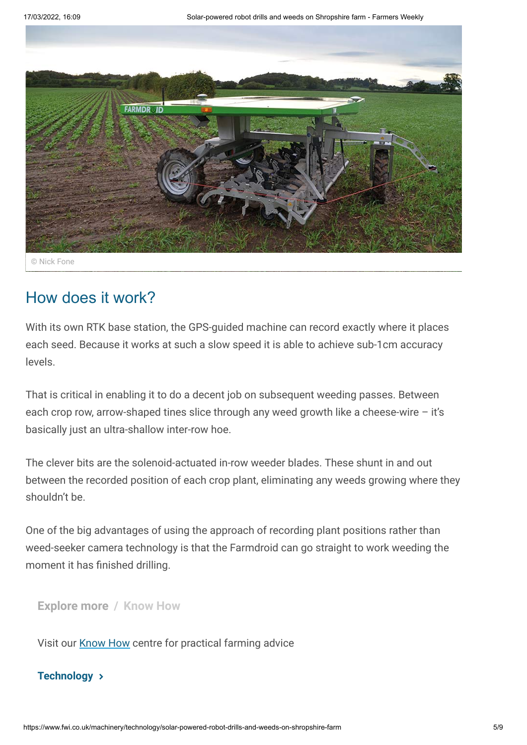© Nick Fone

## How does it work?

With its own RTK base station, the GPS-guided machine can record exactly where it places each seed. Because it works at such a slow speed it is able to achieve sub-1cm accuracy levels.

That is critical in enabling it to do a decent job on subsequent weeding passes. Between each crop row, arrow-shaped tines slice through any weed growth like a cheese-wire – it's basically just an ultra-shallow inter-row hoe.

The clever bits are the solenoid-actuated in-row weeder blades. These shunt in and out between the recorded position of each crop plant, eliminating any weeds growing where they shouldn't be.

One of the big advantages of using the approach of recording plant positions rather than weed-seeker camera technology is that the Farmdroid can go straight to work weeding the moment it has finished drilling.

**Explore more / Know How**

Visit our Know How centre for practical farming advice

**Technology ›**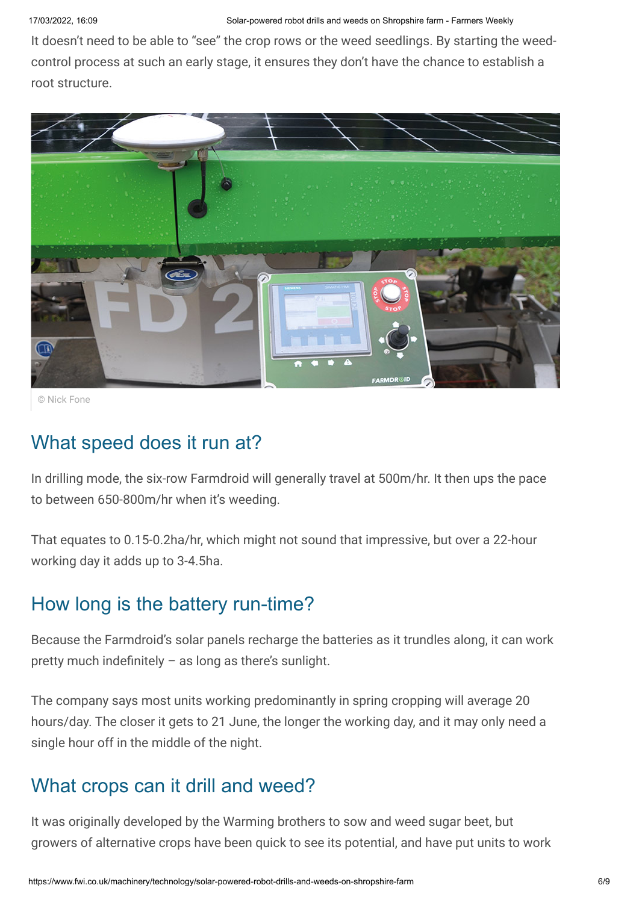It doesn't need to be able to "see" the crop rows or the weed seedlings. By starting the weed-control process at such an early stage, it ensures they don't have the chance to establish a root structure.

© Nick Fone

## What speed does it run at?

In drilling mode, the six-row Farmdroid will generally travel at 500m/hr. It then ups the pace to between 650-800m/hr when it's weeding.

That equates to 0.15-0.2ha/hr, which might not sound that impressive, but over a 22-hour working day it adds up to 3-4.5ha.

## How long is the battery run-time?

Because the Farmdroid's solar panels recharge the batteries as it trundles along, it can work pretty much indefinitely – as long as there's sunlight.

The company says most units working predominantly in spring cropping will average 20 hours/day. The closer it gets to 21 June, the longer the working day, and it may only need a single hour off in the middle of the night.

## What crops can it drill and weed?

It was originally developed by the Warming brothers to sow and weed sugar beet, but growers of alternative crops have been quick to see its potential, and have put units to work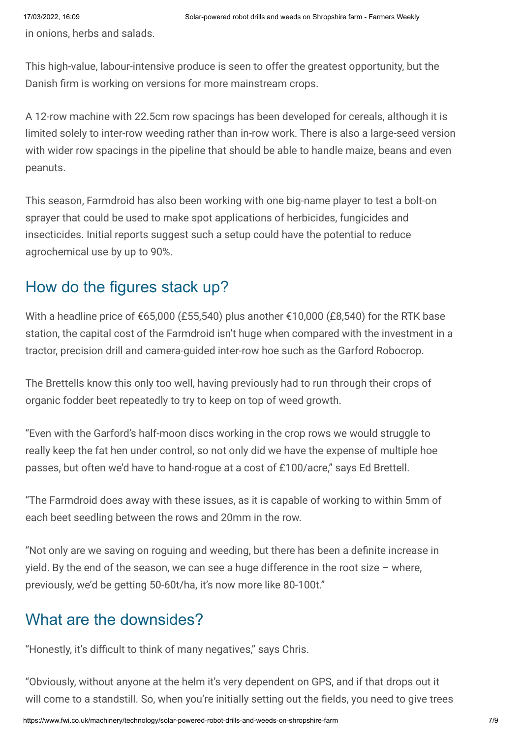in onions, herbs and salads.

This high-value, labour-intensive produce is seen to offer the greatest opportunity, but the Danish firm is working on versions for more mainstream crops.

A 12-row machine with 22.5cm row spacings has been developed for cereals, although it is limited solely to inter-row weeding rather than in-row work. There is also a large-seed version with wider row spacings in the pipeline that should be able to handle maize, beans and even peanuts.

This season, Farmdroid has also been working with one big-name player to test a bolt-on sprayer that could be used to make spot applications of herbicides, fungicides and insecticides. Initial reports suggest such a setup could have the potential to reduce agrochemical use by up to 90%.

## How do the figures stack up?

With a headline price of €65,000 (£55,540) plus another €10,000 (£8,540) for the RTK base station, the capital cost of the Farmdroid isn't huge when compared with the investment in a tractor, precision drill and camera-guided inter-row hoe such as the Garford Robocrop.

The Brettells know this only too well, having previously had to run through their crops of organic fodder beet repeatedly to try to keep on top of weed growth.

"Even with the Garford's half-moon discs working in the crop rows we would struggle to really keep the fat hen under control, so not only did we have the expense of multiple hoe passes, but often we'd have to hand-rogue at a cost of £100/acre," says Ed Brettell.

"The Farmdroid does away with these issues, as it is capable of working to within 5mm of each beet seedling between the rows and 20mm in the row.

"Not only are we saving on roguing and weeding, but there has been a definite increase in yield. By the end of the season, we can see a huge difference in the root size – where, previously, we'd be getting 50-60t/ha, it's now more like 80-100t."

## What are the downsides?

"Honestly, it's difficult to think of many negatives," says Chris.

"Obviously, without anyone at the helm it's very dependent on GPS, and if that drops out it will come to a standstill. So, when you're initially setting out the fields, you need to give trees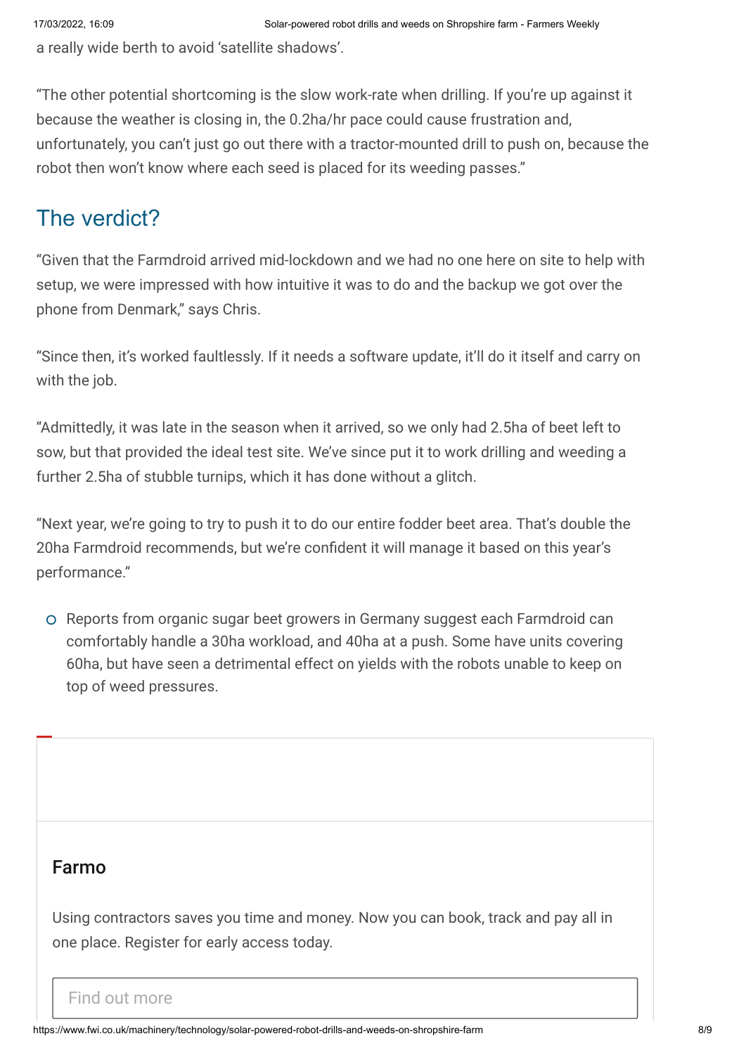a really wide berth to avoid 'satellite shadows'.

"The other potential shortcoming is the slow work-rate when drilling. If you're up against it because the weather is closing in, the 0.2ha/hr pace could cause frustration and, unfortunately, you can't just go out there with a tractor-mounted drill to push on, because the robot then won't know where each seed is placed for its weeding passes."

## The verdict?

"Given that the Farmdroid arrived mid-lockdown and we had no one here on site to help with setup, we were impressed with how intuitive it was to do and the backup we got over the phone from Denmark," says Chris.

"Since then, it's worked faultlessly. If it needs a software update, it'll do it itself and carry on with the job.

"Admittedly, it was late in the season when it arrived, so we only had 2.5ha of beet left to sow, but that provided the ideal test site. We've since put it to work drilling and weeding a further 2.5ha of stubble turnips, which it has done without a glitch.

"Next year, we're going to try to push it to do our entire fodder beet area. That's double the 20ha Farmdroid recommends, but we're confident it will manage it based on this year's performance."

- Reports from organic sugar beet growers in Germany suggest each Farmdroid can comfortably handle a 30ha workload, and 40ha at a push. Some have units covering 60ha, but have seen a detrimental effect on yields with the robots unable to keep on top of weed pressures.

### Farmo

Using contractors saves you time and money. Now you can book, track and pay all in one place. Register for early access today.

Find out more